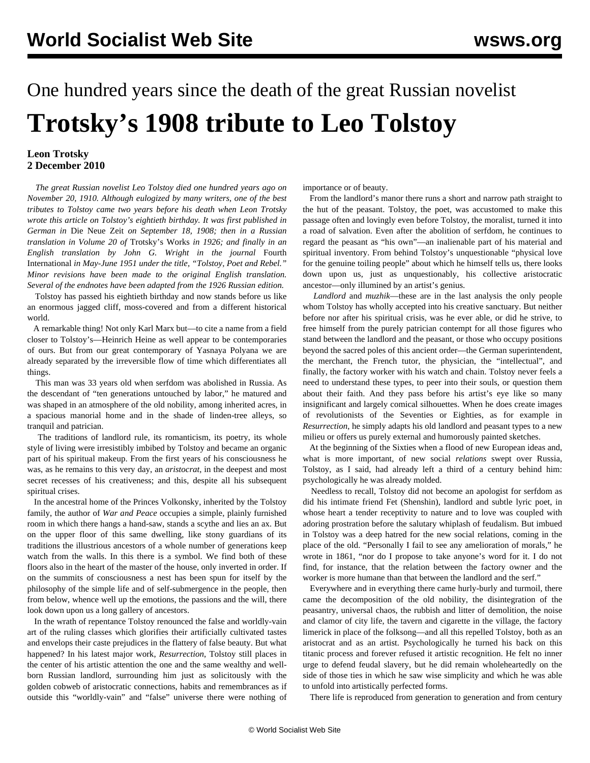One hundred years since the death of the great Russian novelist

# Trotsky's 1908 tribute to Leo Tolstoy

**Leon Trotsky**
**2 December 2010**

*The great Russian novelist Leo Tolstoy died one hundred years ago on November 20, 1910. Although eulogized by many writers, one of the best tributes to Tolstoy came two years before his death when Leon Trotsky wrote this article on Tolstoy's eightieth birthday. It was first published in German in* Die Neue Zeit *on September 18, 1908; then in a Russian translation in Volume 20 of* Trotsky's Works *in 1926; and finally in an English translation by John G. Wright in the journal* Fourth International *in May-June 1951 under the title, "Tolstoy, Poet and Rebel." Minor revisions have been made to the original English translation. Several of the endnotes have been adapted from the 1926 Russian edition.*

Tolstoy has passed his eightieth birthday and now stands before us like an enormous jagged cliff, moss-covered and from a different historical world.

A remarkable thing! Not only Karl Marx but—to cite a name from a field closer to Tolstoy's—Heinrich Heine as well appear to be contemporaries of ours. But from our great contemporary of Yasnaya Polyana we are already separated by the irreversible flow of time which differentiates all things.

This man was 33 years old when serfdom was abolished in Russia. As the descendant of "ten generations untouched by labor," he matured and was shaped in an atmosphere of the old nobility, among inherited acres, in a spacious manorial home and in the shade of linden-tree alleys, so tranquil and patrician.

The traditions of landlord rule, its romanticism, its poetry, its whole style of living were irresistibly imbibed by Tolstoy and became an organic part of his spiritual makeup. From the first years of his consciousness he was, as he remains to this very day, an *aristocrat*, in the deepest and most secret recesses of his creativeness; and this, despite all his subsequent spiritual crises.

In the ancestral home of the Princes Volkonsky, inherited by the Tolstoy family, the author of *War and Peace* occupies a simple, plainly furnished room in which there hangs a hand-saw, stands a scythe and lies an ax. But on the upper floor of this same dwelling, like stony guardians of its traditions the illustrious ancestors of a whole number of generations keep watch from the walls. In this there is a symbol. We find both of these floors also in the heart of the master of the house, only inverted in order. If on the summits of consciousness a nest has been spun for itself by the philosophy of the simple life and of self-submergence in the people, then from below, whence well up the emotions, the passions and the will, there look down upon us a long gallery of ancestors.

In the wrath of repentance Tolstoy renounced the false and worldly-vain art of the ruling classes which glorifies their artificially cultivated tastes and envelops their caste prejudices in the flattery of false beauty. But what happened? In his latest major work, *Resurrection*, Tolstoy still places in the center of his artistic attention the one and the same wealthy and well-born Russian landlord, surrounding him just as solicitously with the golden cobweb of aristocratic connections, habits and remembrances as if outside this "worldly-vain" and "false" universe there were nothing of importance or of beauty.

From the landlord's manor there runs a short and narrow path straight to the hut of the peasant. Tolstoy, the poet, was accustomed to make this passage often and lovingly even before Tolstoy, the moralist, turned it into a road of salvation. Even after the abolition of serfdom, he continues to regard the peasant as "his own"—an inalienable part of his material and spiritual inventory. From behind Tolstoy's unquestionable "physical love for the genuine toiling people" about which he himself tells us, there looks down upon us, just as unquestionably, his collective aristocratic ancestor—only illumined by an artist's genius.

*Landlord* and *muzhik*—these are in the last analysis the only people whom Tolstoy has wholly accepted into his creative sanctuary. But neither before nor after his spiritual crisis, was he ever able, or did he strive, to free himself from the purely patrician contempt for all those figures who stand between the landlord and the peasant, or those who occupy positions beyond the sacred poles of this ancient order—the German superintendent, the merchant, the French tutor, the physician, the "intellectual", and finally, the factory worker with his watch and chain. Tolstoy never feels a need to understand these types, to peer into their souls, or question them about their faith. And they pass before his artist's eye like so many insignificant and largely comical silhouettes. When he does create images of revolutionists of the Seventies or Eighties, as for example in *Resurrection*, he simply adapts his old landlord and peasant types to a new milieu or offers us purely external and humorously painted sketches.

At the beginning of the Sixties when a flood of new European ideas and, what is more important, of new social *relations* swept over Russia, Tolstoy, as I said, had already left a third of a century behind him: psychologically he was already molded.

Needless to recall, Tolstoy did not become an apologist for serfdom as did his intimate friend Fet (Shenshin), landlord and subtle lyric poet, in whose heart a tender receptivity to nature and to love was coupled with adoring prostration before the salutary whiplash of feudalism. But imbued in Tolstoy was a deep hatred for the new social relations, coming in the place of the old. "Personally I fail to see any amelioration of morals," he wrote in 1861, "nor do I propose to take anyone's word for it. I do not find, for instance, that the relation between the factory owner and the worker is more humane than that between the landlord and the serf."

Everywhere and in everything there came hurly-burly and turmoil, there came the decomposition of the old nobility, the disintegration of the peasantry, universal chaos, the rubbish and litter of demolition, the noise and clamor of city life, the tavern and cigarette in the village, the factory limerick in place of the folksong—and all this repelled Tolstoy, both as an aristocrat and as an artist. Psychologically he turned his back on this titanic process and forever refused it artistic recognition. He felt no inner urge to defend feudal slavery, but he did remain wholeheartedly on the side of those ties in which he saw wise simplicity and which he was able to unfold into artistically perfected forms.

There life is reproduced from generation to generation and from century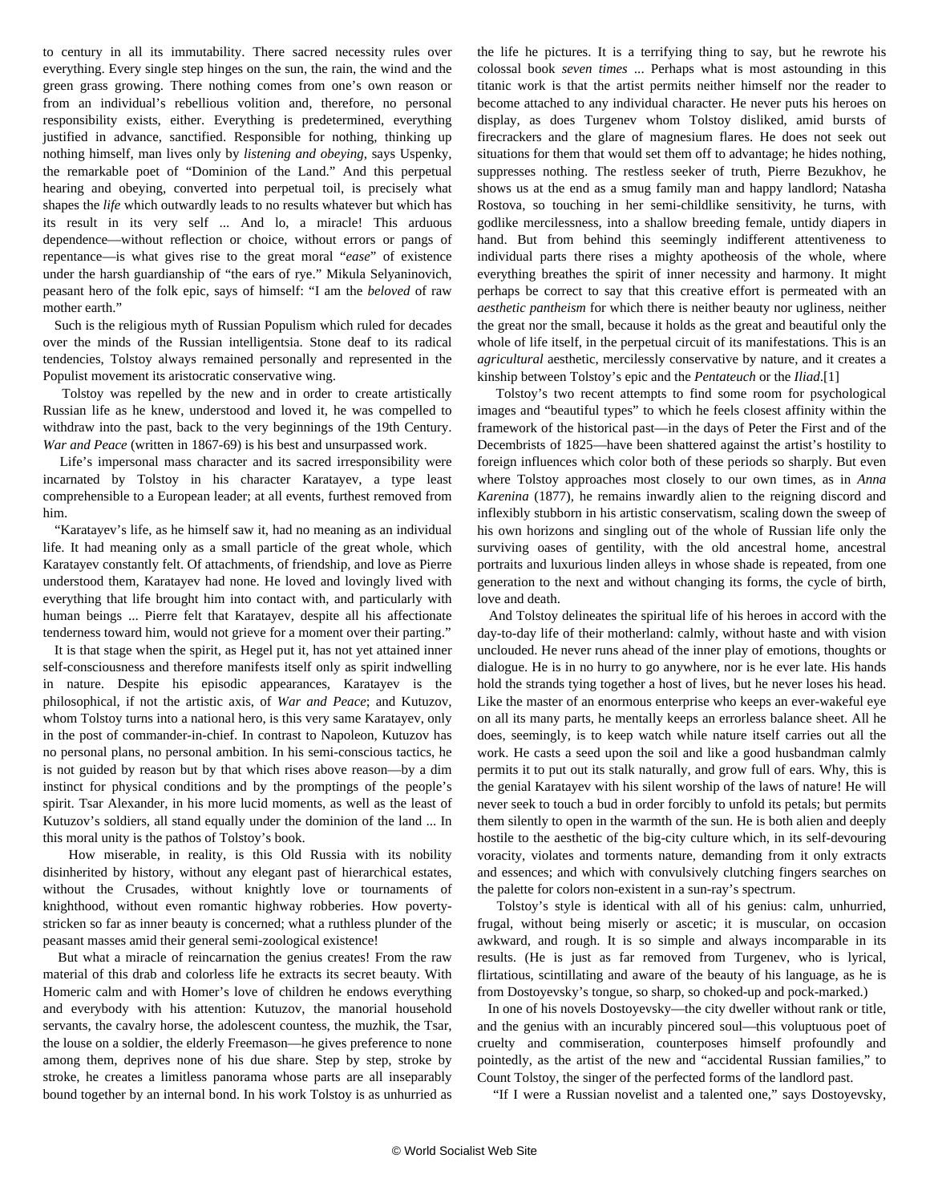to century in all its immutability. There sacred necessity rules over everything. Every single step hinges on the sun, the rain, the wind and the green grass growing. There nothing comes from one's own reason or from an individual's rebellious volition and, therefore, no personal responsibility exists, either. Everything is predetermined, everything justified in advance, sanctified. Responsible for nothing, thinking up nothing himself, man lives only by *listening and obeying*, says Uspenky, the remarkable poet of "Dominion of the Land." And this perpetual hearing and obeying, converted into perpetual toil, is precisely what shapes the *life* which outwardly leads to no results whatever but which has its result in its very self ... And lo, a miracle! This arduous dependence—without reflection or choice, without errors or pangs of repentance—is what gives rise to the great moral "*ease*" of existence under the harsh guardianship of "the ears of rye." Mikula Selyaninovich, peasant hero of the folk epic, says of himself: "I am the *beloved* of raw mother earth."

Such is the religious myth of Russian Populism which ruled for decades over the minds of the Russian intelligentsia. Stone deaf to its radical tendencies, Tolstoy always remained personally and represented in the Populist movement its aristocratic conservative wing.

Tolstoy was repelled by the new and in order to create artistically Russian life as he knew, understood and loved it, he was compelled to withdraw into the past, back to the very beginnings of the 19th Century. *War and Peace* (written in 1867-69) is his best and unsurpassed work.

Life's impersonal mass character and its sacred irresponsibility were incarnated by Tolstoy in his character Karatayev, a type least comprehensible to a European leader; at all events, furthest removed from him.

"Karatayev's life, as he himself saw it, had no meaning as an individual life. It had meaning only as a small particle of the great whole, which Karatayev constantly felt. Of attachments, of friendship, and love as Pierre understood them, Karatayev had none. He loved and lovingly lived with everything that life brought him into contact with, and particularly with human beings ... Pierre felt that Karatayev, despite all his affectionate tenderness toward him, would not grieve for a moment over their parting."

It is that stage when the spirit, as Hegel put it, has not yet attained inner self-consciousness and therefore manifests itself only as spirit indwelling in nature. Despite his episodic appearances, Karatayev is the philosophical, if not the artistic axis, of *War and Peace*; and Kutuzov, whom Tolstoy turns into a national hero, is this very same Karatayev, only in the post of commander-in-chief. In contrast to Napoleon, Kutuzov has no personal plans, no personal ambition. In his semi-conscious tactics, he is not guided by reason but by that which rises above reason—by a dim instinct for physical conditions and by the promptings of the people's spirit. Tsar Alexander, in his more lucid moments, as well as the least of Kutuzov's soldiers, all stand equally under the dominion of the land ... In this moral unity is the pathos of Tolstoy's book.

How miserable, in reality, is this Old Russia with its nobility disinherited by history, without any elegant past of hierarchical estates, without the Crusades, without knightly love or tournaments of knighthood, without even romantic highway robberies. How poverty-stricken so far as inner beauty is concerned; what a ruthless plunder of the peasant masses amid their general semi-zoological existence!

But what a miracle of reincarnation the genius creates! From the raw material of this drab and colorless life he extracts its secret beauty. With Homeric calm and with Homer's love of children he endows everything and everybody with his attention: Kutuzov, the manorial household servants, the cavalry horse, the adolescent countess, the muzhik, the Tsar, the louse on a soldier, the elderly Freemason—he gives preference to none among them, deprives none of his due share. Step by step, stroke by stroke, he creates a limitless panorama whose parts are all inseparably bound together by an internal bond. In his work Tolstoy is as unhurried as the life he pictures. It is a terrifying thing to say, but he rewrote his colossal book *seven times* ... Perhaps what is most astounding in this titanic work is that the artist permits neither himself nor the reader to become attached to any individual character. He never puts his heroes on display, as does Turgenev whom Tolstoy disliked, amid bursts of firecrackers and the glare of magnesium flares. He does not seek out situations for them that would set them off to advantage; he hides nothing, suppresses nothing. The restless seeker of truth, Pierre Bezukhov, he shows us at the end as a smug family man and happy landlord; Natasha Rostova, so touching in her semi-childlike sensitivity, he turns, with godlike mercilessness, into a shallow breeding female, untidy diapers in hand. But from behind this seemingly indifferent attentiveness to individual parts there rises a mighty apotheosis of the whole, where everything breathes the spirit of inner necessity and harmony. It might perhaps be correct to say that this creative effort is permeated with an *aesthetic pantheism* for which there is neither beauty nor ugliness, neither the great nor the small, because it holds as the great and beautiful only the whole of life itself, in the perpetual circuit of its manifestations. This is an *agricultural* aesthetic, mercilessly conservative by nature, and it creates a kinship between Tolstoy's epic and the *Pentateuch* or the *Iliad*.[1]

Tolstoy's two recent attempts to find some room for psychological images and "beautiful types" to which he feels closest affinity within the framework of the historical past—in the days of Peter the First and of the Decembrists of 1825—have been shattered against the artist's hostility to foreign influences which color both of these periods so sharply. But even where Tolstoy approaches most closely to our own times, as in *Anna Karenina* (1877), he remains inwardly alien to the reigning discord and inflexibly stubborn in his artistic conservatism, scaling down the sweep of his own horizons and singling out of the whole of Russian life only the surviving oases of gentility, with the old ancestral home, ancestral portraits and luxurious linden alleys in whose shade is repeated, from one generation to the next and without changing its forms, the cycle of birth, love and death.

And Tolstoy delineates the spiritual life of his heroes in accord with the day-to-day life of their motherland: calmly, without haste and with vision unclouded. He never runs ahead of the inner play of emotions, thoughts or dialogue. He is in no hurry to go anywhere, nor is he ever late. His hands hold the strands tying together a host of lives, but he never loses his head. Like the master of an enormous enterprise who keeps an ever-wakeful eye on all its many parts, he mentally keeps an errorless balance sheet. All he does, seemingly, is to keep watch while nature itself carries out all the work. He casts a seed upon the soil and like a good husbandman calmly permits it to put out its stalk naturally, and grow full of ears. Why, this is the genial Karatayev with his silent worship of the laws of nature! He will never seek to touch a bud in order forcibly to unfold its petals; but permits them silently to open in the warmth of the sun. He is both alien and deeply hostile to the aesthetic of the big-city culture which, in its self-devouring voracity, violates and torments nature, demanding from it only extracts and essences; and which with convulsively clutching fingers searches on the palette for colors non-existent in a sun-ray's spectrum.

Tolstoy's style is identical with all of his genius: calm, unhurried, frugal, without being miserly or ascetic; it is muscular, on occasion awkward, and rough. It is so simple and always incomparable in its results. (He is just as far removed from Turgenev, who is lyrical, flirtatious, scintillating and aware of the beauty of his language, as he is from Dostoyevsky's tongue, so sharp, so choked-up and pock-marked.)

In one of his novels Dostoyevsky—the city dweller without rank or title, and the genius with an incurably pincered soul—this voluptuous poet of cruelty and commiseration, counterposes himself profoundly and pointedly, as the artist of the new and "accidental Russian families," to Count Tolstoy, the singer of the perfected forms of the landlord past.

"If I were a Russian novelist and a talented one," says Dostoyevsky,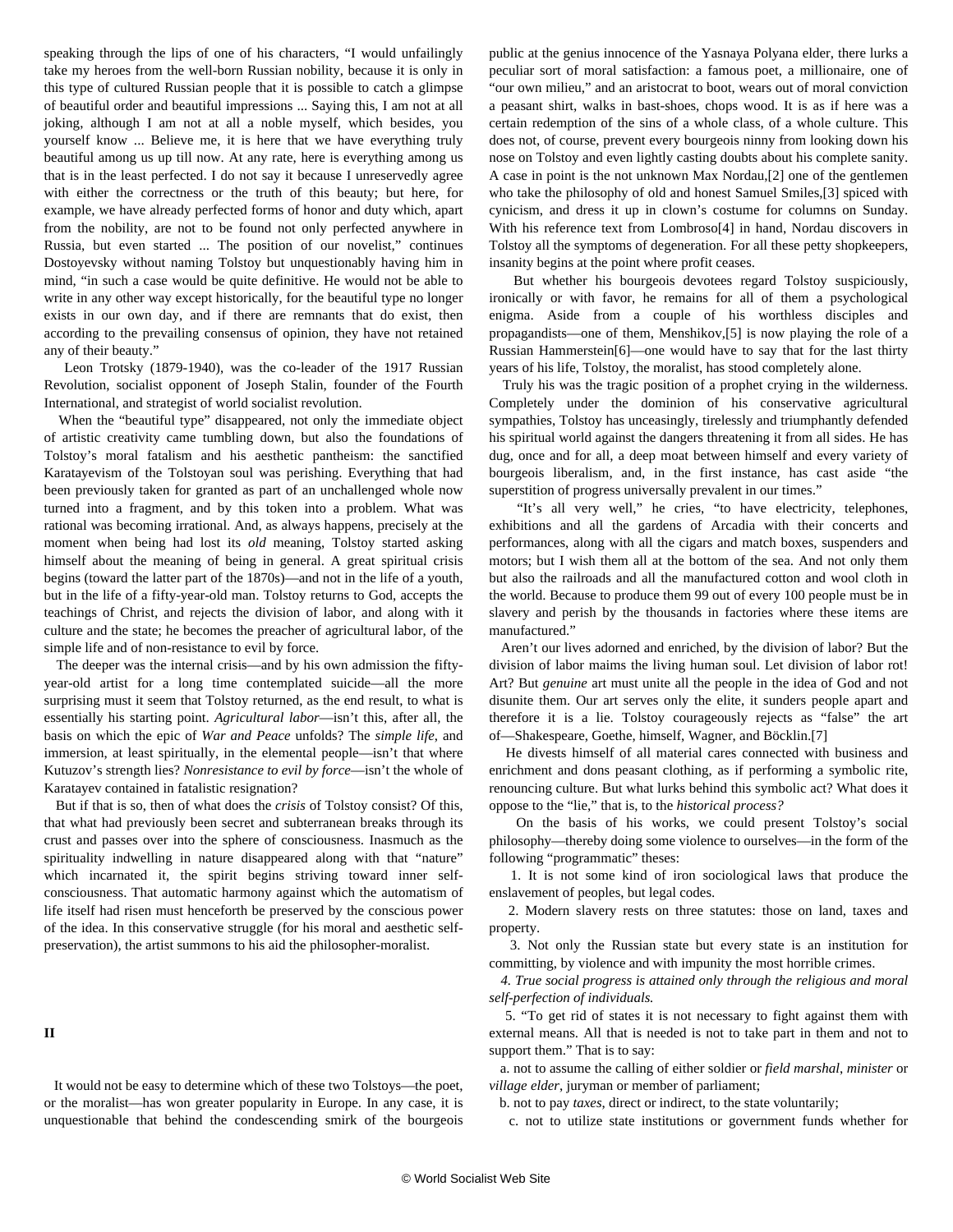speaking through the lips of one of his characters, "I would unfailingly take my heroes from the well-born Russian nobility, because it is only in this type of cultured Russian people that it is possible to catch a glimpse of beautiful order and beautiful impressions ... Saying this, I am not at all joking, although I am not at all a noble myself, which besides, you yourself know ... Believe me, it is here that we have everything truly beautiful among us up till now. At any rate, here is everything among us that is in the least perfected. I do not say it because I unreservedly agree with either the correctness or the truth of this beauty; but here, for example, we have already perfected forms of honor and duty which, apart from the nobility, are not to be found not only perfected anywhere in Russia, but even started ... The position of our novelist," continues Dostoyevsky without naming Tolstoy but unquestionably having him in mind, "in such a case would be quite definitive. He would not be able to write in any other way except historically, for the beautiful type no longer exists in our own day, and if there are remnants that do exist, then according to the prevailing consensus of opinion, they have not retained any of their beauty."

Leon Trotsky (1879-1940), was the co-leader of the 1917 Russian Revolution, socialist opponent of Joseph Stalin, founder of the Fourth International, and strategist of world socialist revolution.

When the "beautiful type" disappeared, not only the immediate object of artistic creativity came tumbling down, but also the foundations of Tolstoy's moral fatalism and his aesthetic pantheism: the sanctified Karatayevism of the Tolstoyan soul was perishing. Everything that had been previously taken for granted as part of an unchallenged whole now turned into a fragment, and by this token into a problem. What was rational was becoming irrational. And, as always happens, precisely at the moment when being had lost its *old* meaning, Tolstoy started asking himself about the meaning of being in general. A great spiritual crisis begins (toward the latter part of the 1870s)—and not in the life of a youth, but in the life of a fifty-year-old man. Tolstoy returns to God, accepts the teachings of Christ, and rejects the division of labor, and along with it culture and the state; he becomes the preacher of agricultural labor, of the simple life and of non-resistance to evil by force.

The deeper was the internal crisis—and by his own admission the fifty-year-old artist for a long time contemplated suicide—all the more surprising must it seem that Tolstoy returned, as the end result, to what is essentially his starting point. *Agricultural labor*—isn't this, after all, the basis on which the epic of *War and Peace* unfolds? The *simple life*, and immersion, at least spiritually, in the elemental people—isn't that where Kutuzov's strength lies? *Nonresistance to evil by force*—isn't the whole of Karatayev contained in fatalistic resignation?

But if that is so, then of what does the *crisis* of Tolstoy consist? Of this, that what had previously been secret and subterranean breaks through its crust and passes over into the sphere of consciousness. Inasmuch as the spirituality indwelling in nature disappeared along with that "nature" which incarnated it, the spirit begins striving toward inner self-consciousness. That automatic harmony against which the automatism of life itself had risen must henceforth be preserved by the conscious power of the idea. In this conservative struggle (for his moral and aesthetic self-preservation), the artist summons to his aid the philosopher-moralist.

## II

It would not be easy to determine which of these two Tolstoys—the poet, or the moralist—has won greater popularity in Europe. In any case, it is unquestionable that behind the condescending smirk of the bourgeois public at the genius innocence of the Yasnaya Polyana elder, there lurks a peculiar sort of moral satisfaction: a famous poet, a millionaire, one of "our own milieu," and an aristocrat to boot, wears out of moral conviction a peasant shirt, walks in bast-shoes, chops wood. It is as if here was a certain redemption of the sins of a whole class, of a whole culture. This does not, of course, prevent every bourgeois ninny from looking down his nose on Tolstoy and even lightly casting doubts about his complete sanity. A case in point is the not unknown Max Nordau,[2] one of the gentlemen who take the philosophy of old and honest Samuel Smiles,[3] spiced with cynicism, and dress it up in clown's costume for columns on Sunday. With his reference text from Lombroso[4] in hand, Nordau discovers in Tolstoy all the symptoms of degeneration. For all these petty shopkeepers, insanity begins at the point where profit ceases.

But whether his bourgeois devotees regard Tolstoy suspiciously, ironically or with favor, he remains for all of them a psychological enigma. Aside from a couple of his worthless disciples and propagandists—one of them, Menshikov,[5] is now playing the role of a Russian Hammerstein[6]—one would have to say that for the last thirty years of his life, Tolstoy, the moralist, has stood completely alone.

Truly his was the tragic position of a prophet crying in the wilderness. Completely under the dominion of his conservative agricultural sympathies, Tolstoy has unceasingly, tirelessly and triumphantly defended his spiritual world against the dangers threatening it from all sides. He has dug, once and for all, a deep moat between himself and every variety of bourgeois liberalism, and, in the first instance, has cast aside "the superstition of progress universally prevalent in our times."

"It's all very well," he cries, "to have electricity, telephones, exhibitions and all the gardens of Arcadia with their concerts and performances, along with all the cigars and match boxes, suspenders and motors; but I wish them all at the bottom of the sea. And not only them but also the railroads and all the manufactured cotton and wool cloth in the world. Because to produce them 99 out of every 100 people must be in slavery and perish by the thousands in factories where these items are manufactured."

Aren't our lives adorned and enriched, by the division of labor? But the division of labor maims the living human soul. Let division of labor rot! Art? But *genuine* art must unite all the people in the idea of God and not disunite them. Our art serves only the elite, it sunders people apart and therefore it is a lie. Tolstoy courageously rejects as "false" the art of—Shakespeare, Goethe, himself, Wagner, and Böcklin.[7]

He divests himself of all material cares connected with business and enrichment and dons peasant clothing, as if performing a symbolic rite, renouncing culture. But what lurks behind this symbolic act? What does it oppose to the "lie," that is, to the *historical process?*

On the basis of his works, we could present Tolstoy's social philosophy—thereby doing some violence to ourselves—in the form of the following "programmatic" theses:

1. It is not some kind of iron sociological laws that produce the enslavement of peoples, but legal codes.

2. Modern slavery rests on three statutes: those on land, taxes and property.

3. Not only the Russian state but every state is an institution for committing, by violence and with impunity the most horrible crimes.

*4. True social progress is attained only through the religious and moral self-perfection of individuals.*

5. "To get rid of states it is not necessary to fight against them with external means. All that is needed is not to take part in them and not to support them." That is to say:

a. not to assume the calling of either soldier or *field marshal*, *minister* or *village elder*, juryman or member of parliament;

b. not to pay *taxes*, direct or indirect, to the state voluntarily;

c. not to utilize state institutions or government funds whether for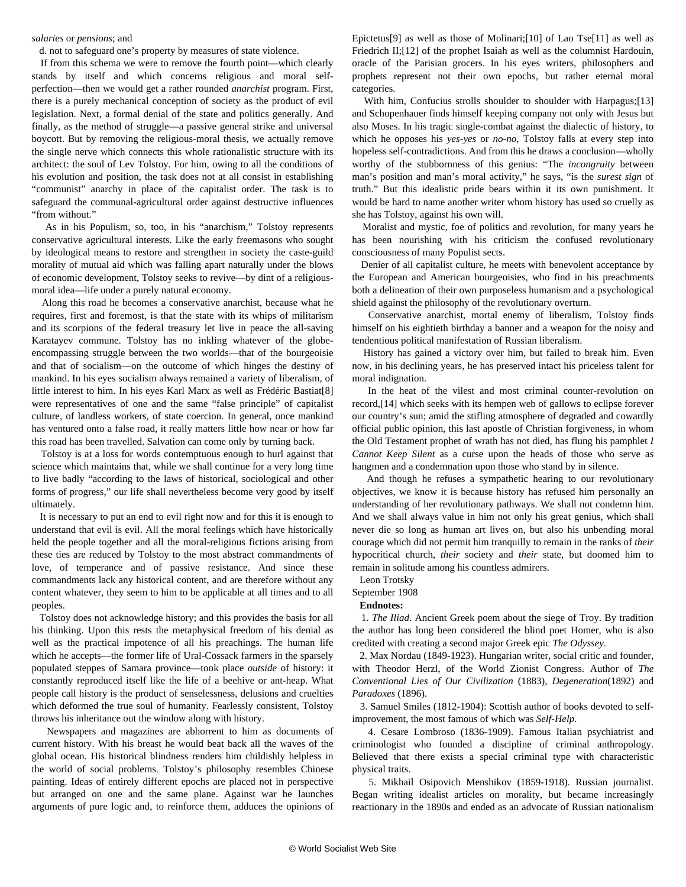*salaries* or *pensions*; and

d. not to safeguard one's property by measures of state violence.

If from this schema we were to remove the fourth point—which clearly stands by itself and which concerns religious and moral self-perfection—then we would get a rather rounded *anarchist* program. First, there is a purely mechanical conception of society as the product of evil legislation. Next, a formal denial of the state and politics generally. And finally, as the method of struggle—a passive general strike and universal boycott. But by removing the religious-moral thesis, we actually remove the single nerve which connects this whole rationalistic structure with its architect: the soul of Lev Tolstoy. For him, owing to all the conditions of his evolution and position, the task does not at all consist in establishing "communist" anarchy in place of the capitalist order. The task is to safeguard the communal-agricultural order against destructive influences "from without."

As in his Populism, so, too, in his "anarchism," Tolstoy represents conservative agricultural interests. Like the early freemasons who sought by ideological means to restore and strengthen in society the caste-guild morality of mutual aid which was falling apart naturally under the blows of economic development, Tolstoy seeks to revive—by dint of a religious-moral idea—life under a purely natural economy.

Along this road he becomes a conservative anarchist, because what he requires, first and foremost, is that the state with its whips of militarism and its scorpions of the federal treasury let live in peace the all-saving Karatayev commune. Tolstoy has no inkling whatever of the globe-encompassing struggle between the two worlds—that of the bourgeoisie and that of socialism—on the outcome of which hinges the destiny of mankind. In his eyes socialism always remained a variety of liberalism, of little interest to him. In his eyes Karl Marx as well as Frédéric Bastiat[8] were representatives of one and the same "false principle" of capitalist culture, of landless workers, of state coercion. In general, once mankind has ventured onto a false road, it really matters little how near or how far this road has been travelled. Salvation can come only by turning back.

Tolstoy is at a loss for words contemptuous enough to hurl against that science which maintains that, while we shall continue for a very long time to live badly "according to the laws of historical, sociological and other forms of progress," our life shall nevertheless become very good by itself ultimately.

It is necessary to put an end to evil right now and for this it is enough to understand that evil is evil. All the moral feelings which have historically held the people together and all the moral-religious fictions arising from these ties are reduced by Tolstoy to the most abstract commandments of love, of temperance and of passive resistance. And since these commandments lack any historical content, and are therefore without any content whatever, they seem to him to be applicable at all times and to all peoples.

Tolstoy does not acknowledge history; and this provides the basis for all his thinking. Upon this rests the metaphysical freedom of his denial as well as the practical impotence of all his preachings. The human life which he accepts—the former life of Ural-Cossack farmers in the sparsely populated steppes of Samara province—took place *outside* of history: it constantly reproduced itself like the life of a beehive or ant-heap. What people call history is the product of senselessness, delusions and cruelties which deformed the true soul of humanity. Fearlessly consistent, Tolstoy throws his inheritance out the window along with history.

Newspapers and magazines are abhorrent to him as documents of current history. With his breast he would beat back all the waves of the global ocean. His historical blindness renders him childishly helpless in the world of social problems. Tolstoy's philosophy resembles Chinese painting. Ideas of entirely different epochs are placed not in perspective but arranged on one and the same plane. Against war he launches arguments of pure logic and, to reinforce them, adduces the opinions of Epictetus[9] as well as those of Molinari;[10] of Lao Tse[11] as well as Friedrich II;[12] of the prophet Isaiah as well as the columnist Hardouin, oracle of the Parisian grocers. In his eyes writers, philosophers and prophets represent not their own epochs, but rather eternal moral categories.

With him, Confucius strolls shoulder to shoulder with Harpagus;[13] and Schopenhauer finds himself keeping company not only with Jesus but also Moses. In his tragic single-combat against the dialectic of history, to which he opposes his *yes-yes* or *no-no*, Tolstoy falls at every step into hopeless self-contradictions. And from this he draws a conclusion—wholly worthy of the stubbornness of this genius: "The *incongruity* between man's position and man's moral activity," he says, "is the *surest sign* of truth." But this idealistic pride bears within it its own punishment. It would be hard to name another writer whom history has used so cruelly as she has Tolstoy, against his own will.

Moralist and mystic, foe of politics and revolution, for many years he has been nourishing with his criticism the confused revolutionary consciousness of many Populist sects.

Denier of all capitalist culture, he meets with benevolent acceptance by the European and American bourgeoisies, who find in his preachments both a delineation of their own purposeless humanism and a psychological shield against the philosophy of the revolutionary overturn.

Conservative anarchist, mortal enemy of liberalism, Tolstoy finds himself on his eightieth birthday a banner and a weapon for the noisy and tendentious political manifestation of Russian liberalism.

History has gained a victory over him, but failed to break him. Even now, in his declining years, he has preserved intact his priceless talent for moral indignation.

In the heat of the vilest and most criminal counter-revolution on record,[14] which seeks with its hempen web of gallows to eclipse forever our country's sun; amid the stifling atmosphere of degraded and cowardly official public opinion, this last apostle of Christian forgiveness, in whom the Old Testament prophet of wrath has not died, has flung his pamphlet *I Cannot Keep Silent* as a curse upon the heads of those who serve as hangmen and a condemnation upon those who stand by in silence.

And though he refuses a sympathetic hearing to our revolutionary objectives, we know it is because history has refused him personally an understanding of her revolutionary pathways. We shall not condemn him. And we shall always value in him not only his great genius, which shall never die so long as human art lives on, but also his unbending moral courage which did not permit him tranquilly to remain in the ranks of *their* hypocritical church, *their* society and *their* state, but doomed him to remain in solitude among his countless admirers.

Leon Trotsky
September 1908

**Endnotes:**

1. *The Iliad*. Ancient Greek poem about the siege of Troy. By tradition the author has long been considered the blind poet Homer, who is also credited with creating a second major Greek epic *The Odyssey*.

2. Max Nordau (1849-1923). Hungarian writer, social critic and founder, with Theodor Herzl, of the World Zionist Congress. Author of *The Conventional Lies of Our Civilization* (1883), *Degeneration*(1892) and *Paradoxes* (1896).

3. Samuel Smiles (1812-1904): Scottish author of books devoted to self-improvement, the most famous of which was *Self-Help*.

4. Cesare Lombroso (1836-1909). Famous Italian psychiatrist and criminologist who founded a discipline of criminal anthropology. Believed that there exists a special criminal type with characteristic physical traits.

5. Mikhail Osipovich Menshikov (1859-1918). Russian journalist. Began writing idealist articles on morality, but became increasingly reactionary in the 1890s and ended as an advocate of Russian nationalism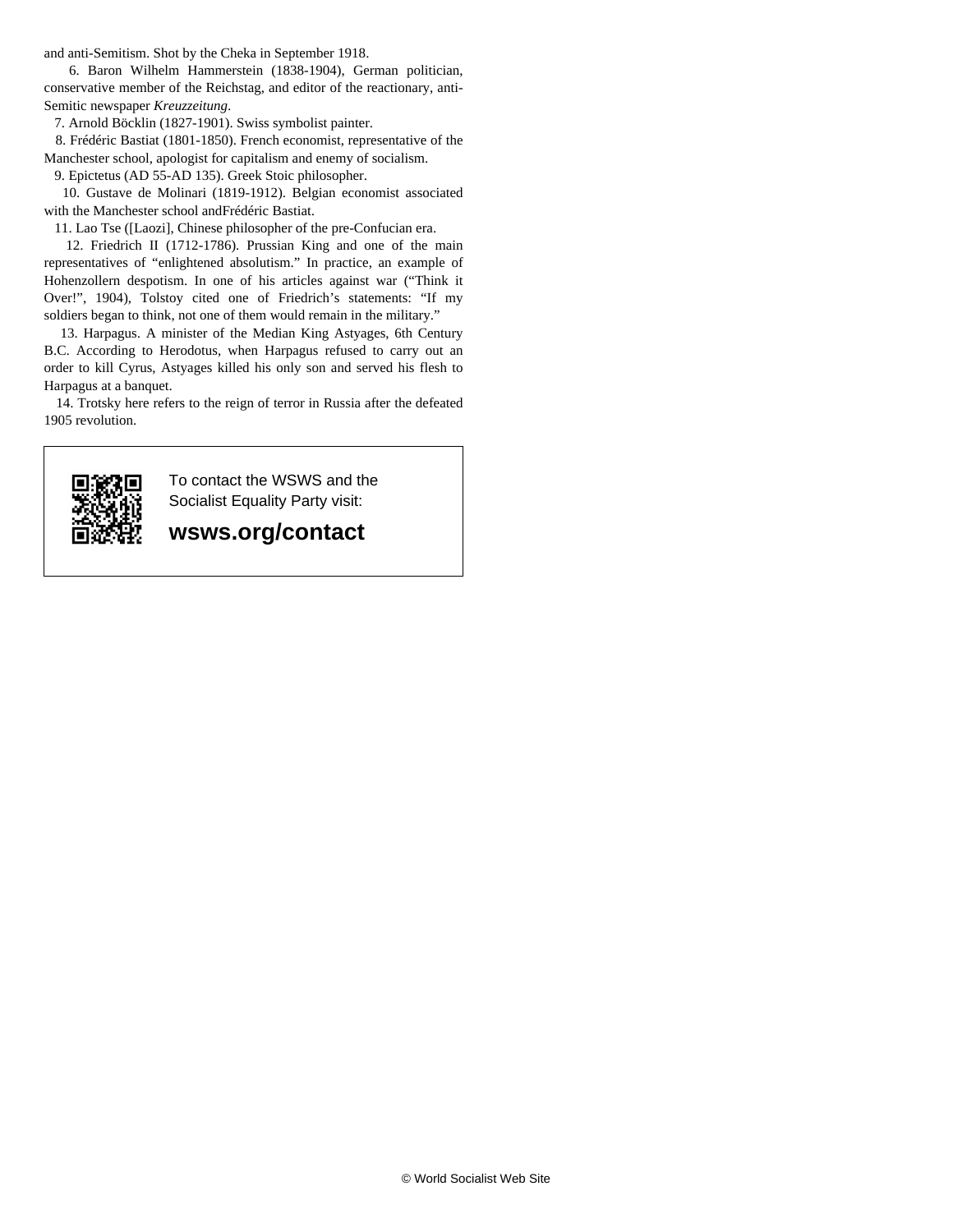and anti-Semitism. Shot by the Cheka in September 1918.

6. Baron Wilhelm Hammerstein (1838-1904), German politician, conservative member of the Reichstag, and editor of the reactionary, anti-Semitic newspaper *Kreuzzeitung*.

7. Arnold Böcklin (1827-1901). Swiss symbolist painter.

8. Frédéric Bastiat (1801-1850). French economist, representative of the Manchester school, apologist for capitalism and enemy of socialism.

9. Epictetus (AD 55-AD 135). Greek Stoic philosopher.

10. Gustave de Molinari (1819-1912). Belgian economist associated with the Manchester school andFrédéric Bastiat.

11. Lao Tse ([Laozi], Chinese philosopher of the pre-Confucian era.

12. Friedrich II (1712-1786). Prussian King and one of the main representatives of "enlightened absolutism." In practice, an example of Hohenzollern despotism. In one of his articles against war ("Think it Over!", 1904), Tolstoy cited one of Friedrich's statements: "If my soldiers began to think, not one of them would remain in the military."

13. Harpagus. A minister of the Median King Astyages, 6th Century B.C. According to Herodotus, when Harpagus refused to carry out an order to kill Cyrus, Astyages killed his only son and served his flesh to Harpagus at a banquet.

14. Trotsky here refers to the reign of terror in Russia after the defeated 1905 revolution.

To contact the WSWS and the Socialist Equality Party visit:

**wsws.org/contact**